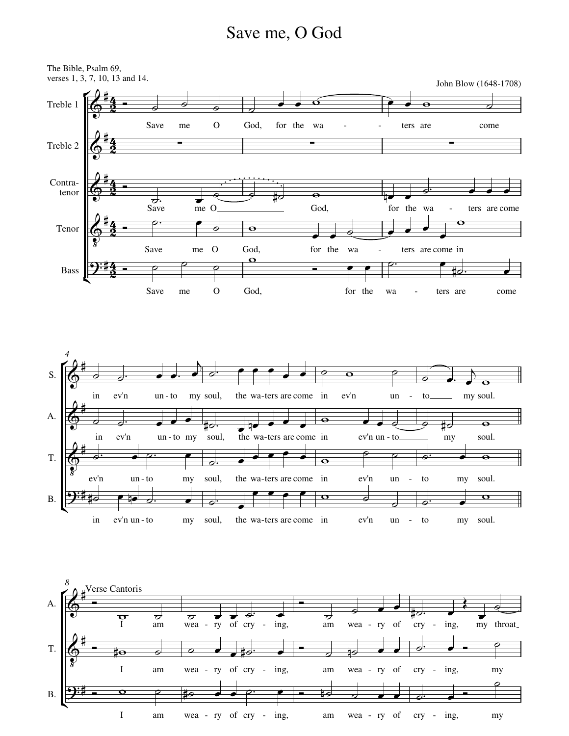# Save me, O God

The Bible, Psalm 69,
verses 1, 3, 7, 10, 13 and 14.

John Blow (1648-1708)

Treble 1: Save me O God, for the wa - - ters are come in ev'n un - to my soul, the wa - ters are come in ev'n un - to my soul.

Treble 2 / Contratenor: Save me O God, for the wa - ters are come in ev'n un - to my soul, the wa - ters are come in ev'n un - to my soul.

Tenor: Save me O God, for the wa - ters are come in ev'n un - to my soul, the wa - ters are come in ev'n un - to my soul.

Bass: Save me O God, for the wa - ters are come in ev'n un - to my soul, the wa - ters are come in ev'n un - to my soul.

Verse Cantoris

A.: I am wea - ry of cry - ing, am wea - ry of cry - ing, my throat

T.: I am wea - ry of cry - ing, am wea - ry of cry - ing, my

B.: I am wea - ry of cry - ing, am wea - ry of cry - ing, my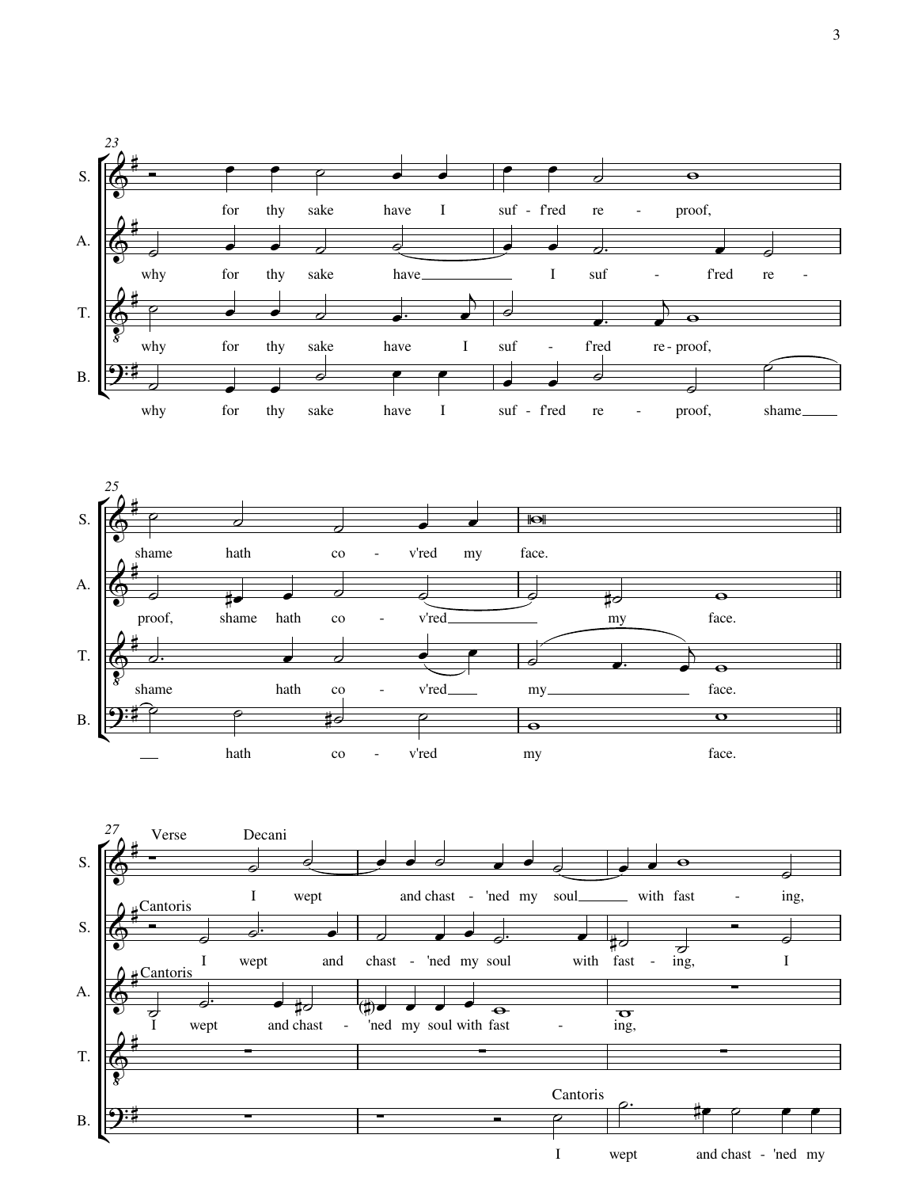**23**

S. for thy sake have I suf - f'red re - proof,

A. why for thy sake have I suf - f'red re -

T. why for thy sake have I suf - f'red re - proof,

B. why for thy sake have I suf - f'red re - proof, shame

**25**

S. shame hath co - v'red my face.

A. proof, shame hath co - v'red my face.

T. shame hath co - v'red my face.

B. hath co - v'red my face.

**27**

Verse

S. (Decani) I wept and chast - 'ned my soul with fast - ing,

S. (Cantoris) I wept and chast - 'ned my soul with fast - ing, I

A. (Cantoris) I wept and chast - 'ned my soul with fast - ing,

T.

B. (Cantoris) I wept and chast - 'ned my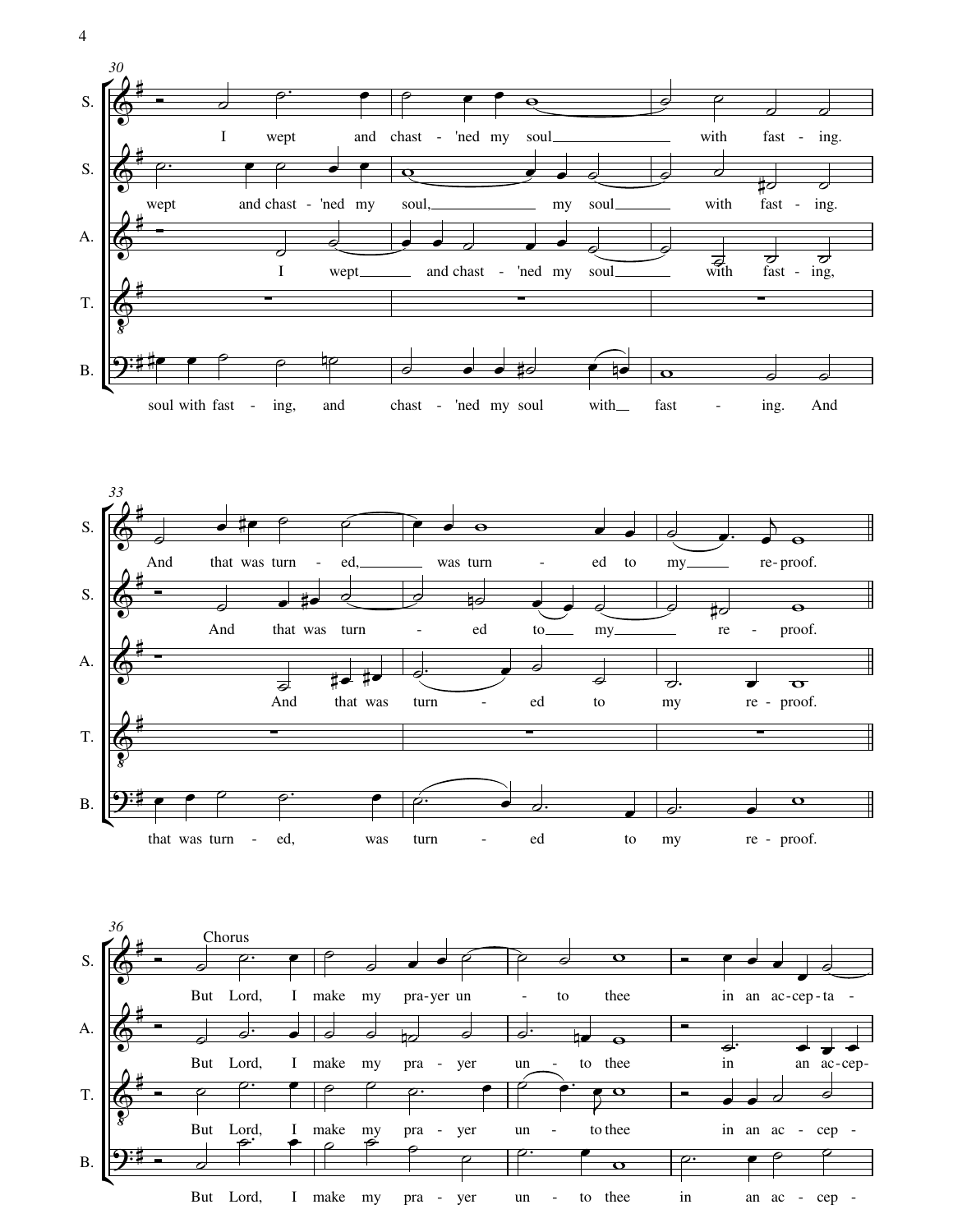30

S. I wept and chast - 'ned my soul with fast - ing.

S. wept and chast - 'ned my soul, my soul with fast - ing.

A. I wept and chast - 'ned my soul with fast - ing,

T.

B. soul with fast - ing, and chast - 'ned my soul with fast - ing. And

33

S. And that was turn - ed, was turn - ed to my re - proof.

S. And that was turn - ed to my re - proof.

A. And that was turn - ed to my re - proof.

T.

B. that was turn - ed, was turn - ed to my re - proof.

36

Chorus

S. But Lord, I make my pra - yer un - to thee in an ac - cep - ta -

A. But Lord, I make my pra - yer un - to thee in an ac - cep -

T. But Lord, I make my pra - yer un - to thee in an ac - cep -

B. But Lord, I make my pra - yer un - to thee in an ac - cep -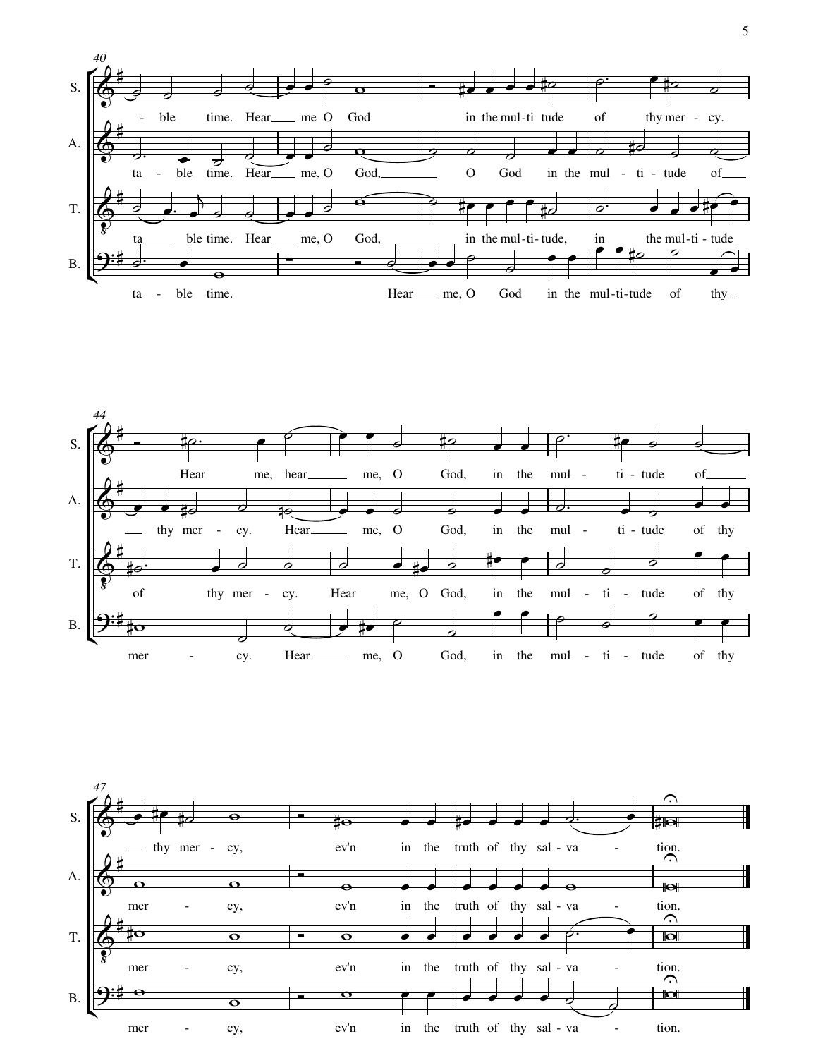40

S. - ble time. Hear___ me O God in the mul-ti tude of thy mer - cy.

A. ta - ble time. Hear___ me, O God,___ O God in the mul - ti - tude of___

T. ta___ ble time. Hear___ me, O God,___ in the mul-ti-tude, in the mul-ti - tude

B. ta - ble time. Hear___ me, O God in the mul-ti-tude of thy___

44

S. Hear me, hear___ me, O God, in the mul - ti - tude of___

A. ___ thy mer - cy. Hear___ me, O God, in the mul - ti - tude of thy

T. of thy mer - cy. Hear me, O God, in the mul - ti - tude of thy

B. mer - cy. Hear___ me, O God, in the mul - ti - tude of thy

47

S. ___ thy mer - cy, ev'n in the truth of thy sal - va - tion.

A. mer - cy, ev'n in the truth of thy sal - va - tion.

T. mer - cy, ev'n in the truth of thy sal - va - tion.

B. mer - cy, ev'n in the truth of thy sal - va - tion.